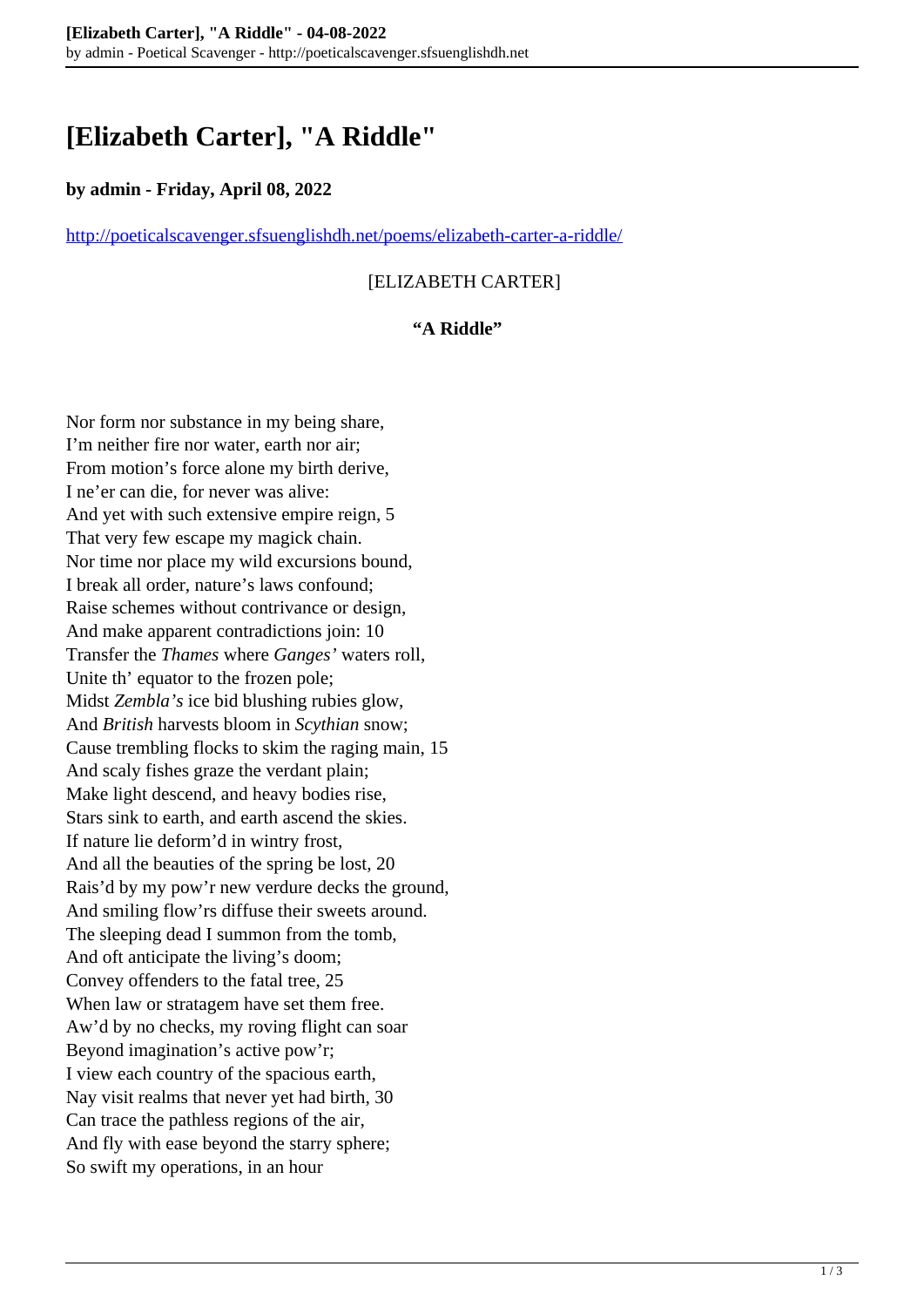# [Elizabeth Carter], "A Riddle"

**by admin - Friday, April 08, 2022**

http://poeticalscavenger.sfsuenglishdh.net/poems/elizabeth-carter-a-riddle/

[ELIZABETH CARTER]

**"A Riddle"**

Nor form nor substance in my being share,
I'm neither fire nor water, earth nor air;
From motion's force alone my birth derive,
I ne'er can die, for never was alive:
And yet with such extensive empire reign, 5
That very few escape my magick chain.
Nor time nor place my wild excursions bound,
I break all order, nature's laws confound;
Raise schemes without contrivance or design,
And make apparent contradictions join: 10
Transfer the *Thames* where *Ganges'* waters roll,
Unite th' equator to the frozen pole;
Midst *Zembla's* ice bid blushing rubies glow,
And *British* harvests bloom in *Scythian* snow;
Cause trembling flocks to skim the raging main, 15
And scaly fishes graze the verdant plain;
Make light descend, and heavy bodies rise,
Stars sink to earth, and earth ascend the skies.
If nature lie deform'd in wintry frost,
And all the beauties of the spring be lost, 20
Rais'd by my pow'r new verdure decks the ground,
And smiling flow'rs diffuse their sweets around.
The sleeping dead I summon from the tomb,
And oft anticipate the living's doom;
Convey offenders to the fatal tree, 25
When law or stratagem have set them free.
Aw'd by no checks, my roving flight can soar
Beyond imagination's active pow'r;
I view each country of the spacious earth,
Nay visit realms that never yet had birth, 30
Can trace the pathless regions of the air,
And fly with ease beyond the starry sphere;
So swift my operations, in an hour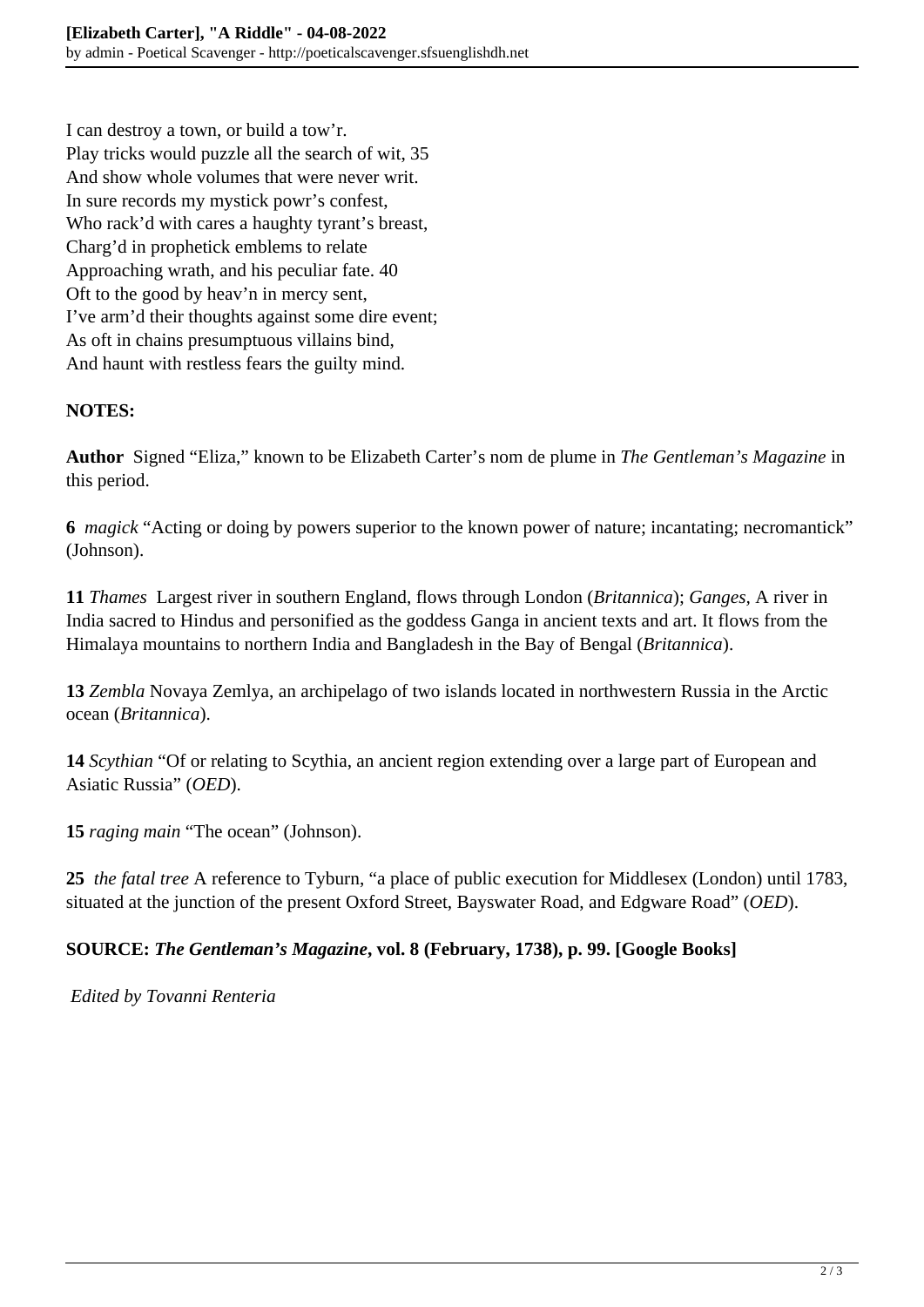I can destroy a town, or build a tow'r.
Play tricks would puzzle all the search of wit, 35
And show whole volumes that were never writ.
In sure records my mystick powr's confest,
Who rack'd with cares a haughty tyrant's breast,
Charg'd in prophetick emblems to relate
Approaching wrath, and his peculiar fate. 40
Oft to the good by heav'n in mercy sent,
I've arm'd their thoughts against some dire event;
As oft in chains presumptuous villains bind,
And haunt with restless fears the guilty mind.

**NOTES:**

**Author** Signed "Eliza," known to be Elizabeth Carter's nom de plume in *The Gentleman's Magazine* in this period.

**6** *magick* "Acting or doing by powers superior to the known power of nature; incantating; necromantick" (Johnson).

**11** *Thames* Largest river in southern England, flows through London (*Britannica*); *Ganges,* A river in India sacred to Hindus and personified as the goddess Ganga in ancient texts and art. It flows from the Himalaya mountains to northern India and Bangladesh in the Bay of Bengal (*Britannica*).

**13** *Zembla* Novaya Zemlya, an archipelago of two islands located in northwestern Russia in the Arctic ocean (*Britannica*).

**14** *Scythian* "Of or relating to Scythia, an ancient region extending over a large part of European and Asiatic Russia" (*OED*).

**15** *raging main* "The ocean" (Johnson).

**25** *the fatal tree* A reference to Tyburn, "a place of public execution for Middlesex (London) until 1783, situated at the junction of the present Oxford Street, Bayswater Road, and Edgware Road" (*OED*).

**SOURCE: *The Gentleman's Magazine*, vol. 8 (February, 1738), p. 99. [Google Books]**

*Edited by Tovanni Renteria*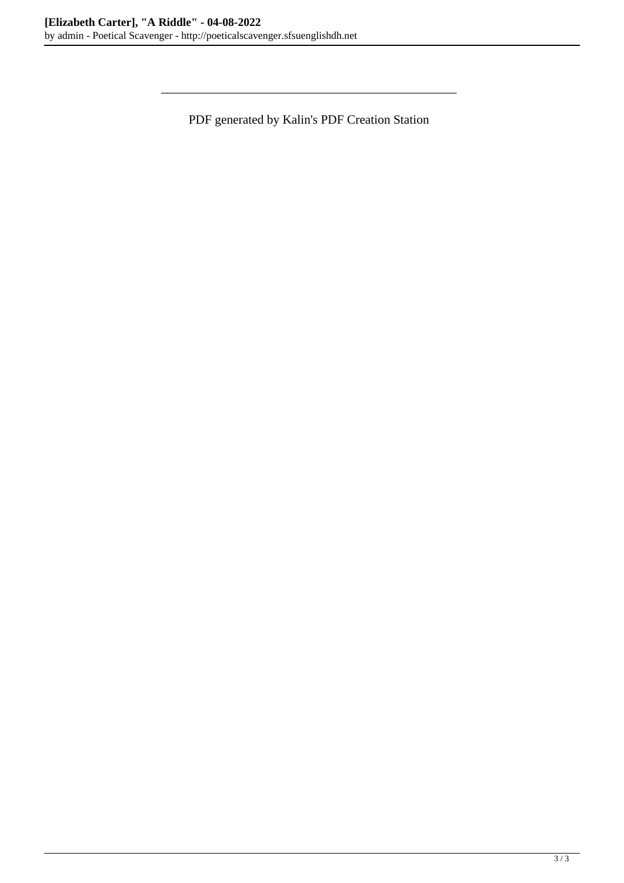---

PDF generated by Kalin's PDF Creation Station